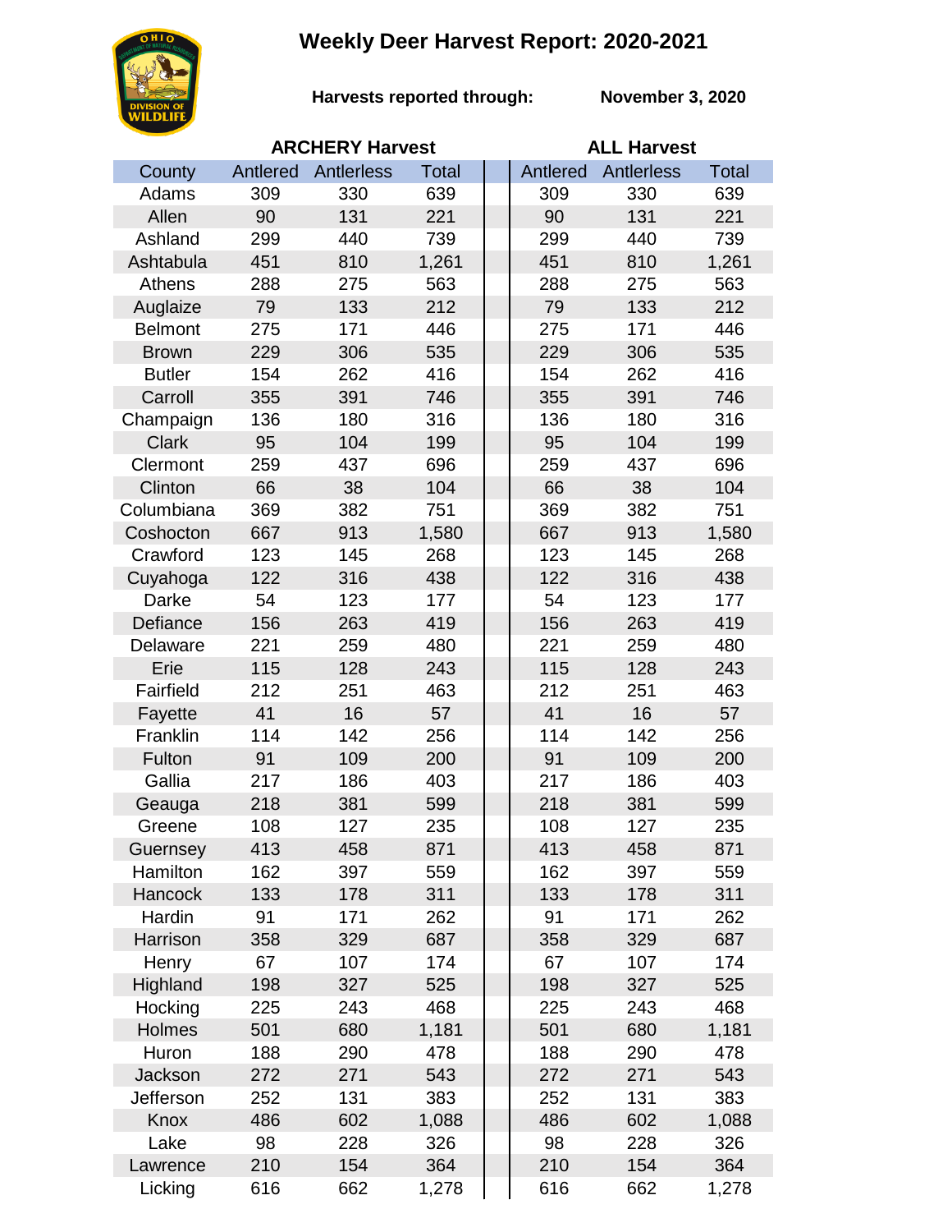# Weekly Deer Harvest Report: 2020-2021

**Harvests reported through:** November 3, 2020

| County | ARCHERY Harvest | | | ALL Harvest | | |
|---|---|---|---|---|---|---|
| | Antlered | Antlerless | Total | Antlered | Antlerless | Total |
| Adams | 309 | 330 | 639 | 309 | 330 | 639 |
| Allen | 90 | 131 | 221 | 90 | 131 | 221 |
| Ashland | 299 | 440 | 739 | 299 | 440 | 739 |
| Ashtabula | 451 | 810 | 1,261 | 451 | 810 | 1,261 |
| Athens | 288 | 275 | 563 | 288 | 275 | 563 |
| Auglaize | 79 | 133 | 212 | 79 | 133 | 212 |
| Belmont | 275 | 171 | 446 | 275 | 171 | 446 |
| Brown | 229 | 306 | 535 | 229 | 306 | 535 |
| Butler | 154 | 262 | 416 | 154 | 262 | 416 |
| Carroll | 355 | 391 | 746 | 355 | 391 | 746 |
| Champaign | 136 | 180 | 316 | 136 | 180 | 316 |
| Clark | 95 | 104 | 199 | 95 | 104 | 199 |
| Clermont | 259 | 437 | 696 | 259 | 437 | 696 |
| Clinton | 66 | 38 | 104 | 66 | 38 | 104 |
| Columbiana | 369 | 382 | 751 | 369 | 382 | 751 |
| Coshocton | 667 | 913 | 1,580 | 667 | 913 | 1,580 |
| Crawford | 123 | 145 | 268 | 123 | 145 | 268 |
| Cuyahoga | 122 | 316 | 438 | 122 | 316 | 438 |
| Darke | 54 | 123 | 177 | 54 | 123 | 177 |
| Defiance | 156 | 263 | 419 | 156 | 263 | 419 |
| Delaware | 221 | 259 | 480 | 221 | 259 | 480 |
| Erie | 115 | 128 | 243 | 115 | 128 | 243 |
| Fairfield | 212 | 251 | 463 | 212 | 251 | 463 |
| Fayette | 41 | 16 | 57 | 41 | 16 | 57 |
| Franklin | 114 | 142 | 256 | 114 | 142 | 256 |
| Fulton | 91 | 109 | 200 | 91 | 109 | 200 |
| Gallia | 217 | 186 | 403 | 217 | 186 | 403 |
| Geauga | 218 | 381 | 599 | 218 | 381 | 599 |
| Greene | 108 | 127 | 235 | 108 | 127 | 235 |
| Guernsey | 413 | 458 | 871 | 413 | 458 | 871 |
| Hamilton | 162 | 397 | 559 | 162 | 397 | 559 |
| Hancock | 133 | 178 | 311 | 133 | 178 | 311 |
| Hardin | 91 | 171 | 262 | 91 | 171 | 262 |
| Harrison | 358 | 329 | 687 | 358 | 329 | 687 |
| Henry | 67 | 107 | 174 | 67 | 107 | 174 |
| Highland | 198 | 327 | 525 | 198 | 327 | 525 |
| Hocking | 225 | 243 | 468 | 225 | 243 | 468 |
| Holmes | 501 | 680 | 1,181 | 501 | 680 | 1,181 |
| Huron | 188 | 290 | 478 | 188 | 290 | 478 |
| Jackson | 272 | 271 | 543 | 272 | 271 | 543 |
| Jefferson | 252 | 131 | 383 | 252 | 131 | 383 |
| Knox | 486 | 602 | 1,088 | 486 | 602 | 1,088 |
| Lake | 98 | 228 | 326 | 98 | 228 | 326 |
| Lawrence | 210 | 154 | 364 | 210 | 154 | 364 |
| Licking | 616 | 662 | 1,278 | 616 | 662 | 1,278 |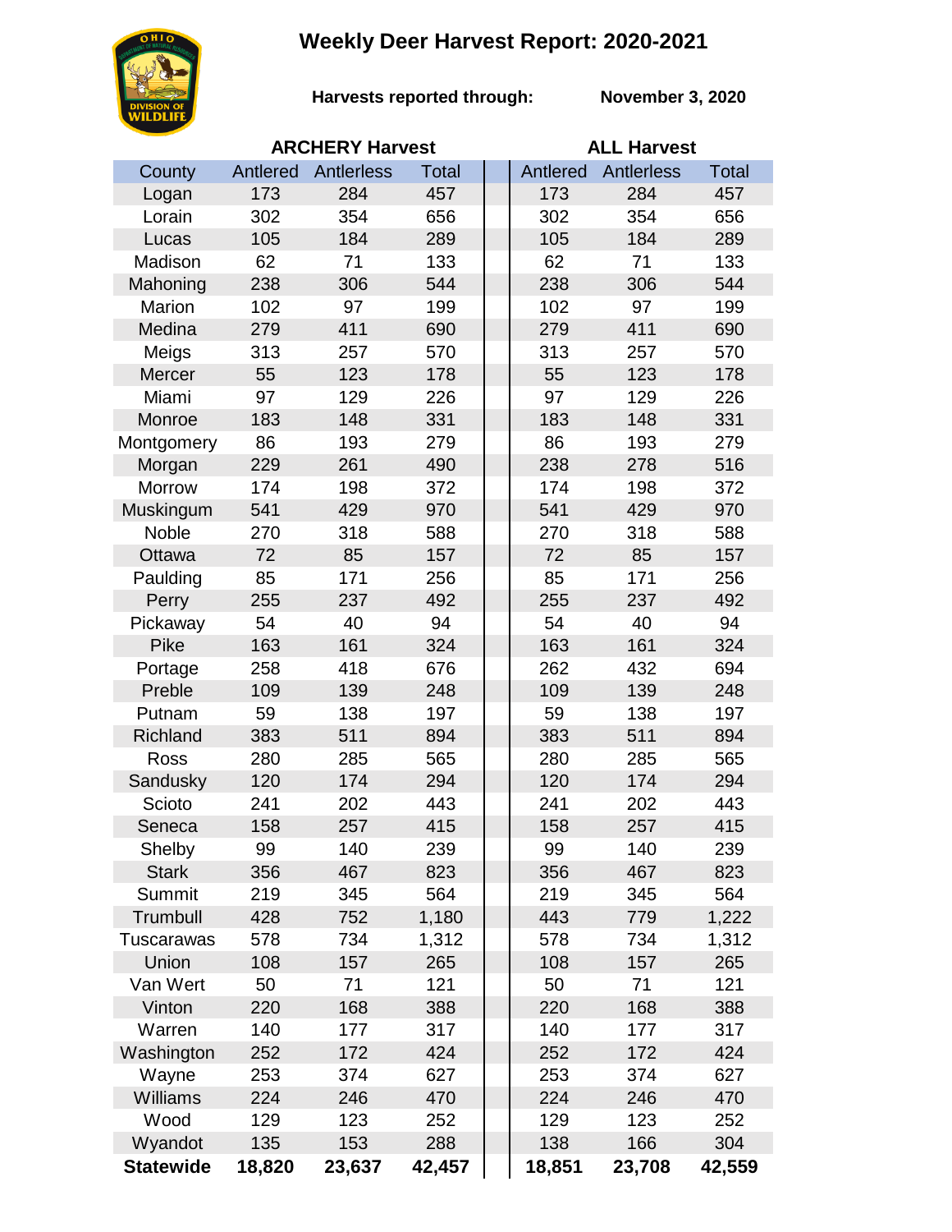# Weekly Deer Harvest Report: 2020-2021

**Harvests reported through:** November 3, 2020

| | ARCHERY Harvest | | | ALL Harvest | | |
|---|---|---|---|---|---|---|
| County | Antlered | Antlerless | Total | Antlered | Antlerless | Total |
| Logan | 173 | 284 | 457 | 173 | 284 | 457 |
| Lorain | 302 | 354 | 656 | 302 | 354 | 656 |
| Lucas | 105 | 184 | 289 | 105 | 184 | 289 |
| Madison | 62 | 71 | 133 | 62 | 71 | 133 |
| Mahoning | 238 | 306 | 544 | 238 | 306 | 544 |
| Marion | 102 | 97 | 199 | 102 | 97 | 199 |
| Medina | 279 | 411 | 690 | 279 | 411 | 690 |
| Meigs | 313 | 257 | 570 | 313 | 257 | 570 |
| Mercer | 55 | 123 | 178 | 55 | 123 | 178 |
| Miami | 97 | 129 | 226 | 97 | 129 | 226 |
| Monroe | 183 | 148 | 331 | 183 | 148 | 331 |
| Montgomery | 86 | 193 | 279 | 86 | 193 | 279 |
| Morgan | 229 | 261 | 490 | 238 | 278 | 516 |
| Morrow | 174 | 198 | 372 | 174 | 198 | 372 |
| Muskingum | 541 | 429 | 970 | 541 | 429 | 970 |
| Noble | 270 | 318 | 588 | 270 | 318 | 588 |
| Ottawa | 72 | 85 | 157 | 72 | 85 | 157 |
| Paulding | 85 | 171 | 256 | 85 | 171 | 256 |
| Perry | 255 | 237 | 492 | 255 | 237 | 492 |
| Pickaway | 54 | 40 | 94 | 54 | 40 | 94 |
| Pike | 163 | 161 | 324 | 163 | 161 | 324 |
| Portage | 258 | 418 | 676 | 262 | 432 | 694 |
| Preble | 109 | 139 | 248 | 109 | 139 | 248 |
| Putnam | 59 | 138 | 197 | 59 | 138 | 197 |
| Richland | 383 | 511 | 894 | 383 | 511 | 894 |
| Ross | 280 | 285 | 565 | 280 | 285 | 565 |
| Sandusky | 120 | 174 | 294 | 120 | 174 | 294 |
| Scioto | 241 | 202 | 443 | 241 | 202 | 443 |
| Seneca | 158 | 257 | 415 | 158 | 257 | 415 |
| Shelby | 99 | 140 | 239 | 99 | 140 | 239 |
| Stark | 356 | 467 | 823 | 356 | 467 | 823 |
| Summit | 219 | 345 | 564 | 219 | 345 | 564 |
| Trumbull | 428 | 752 | 1,180 | 443 | 779 | 1,222 |
| Tuscarawas | 578 | 734 | 1,312 | 578 | 734 | 1,312 |
| Union | 108 | 157 | 265 | 108 | 157 | 265 |
| Van Wert | 50 | 71 | 121 | 50 | 71 | 121 |
| Vinton | 220 | 168 | 388 | 220 | 168 | 388 |
| Warren | 140 | 177 | 317 | 140 | 177 | 317 |
| Washington | 252 | 172 | 424 | 252 | 172 | 424 |
| Wayne | 253 | 374 | 627 | 253 | 374 | 627 |
| Williams | 224 | 246 | 470 | 224 | 246 | 470 |
| Wood | 129 | 123 | 252 | 129 | 123 | 252 |
| Wyandot | 135 | 153 | 288 | 138 | 166 | 304 |
| **Statewide** | **18,820** | **23,637** | **42,457** | **18,851** | **23,708** | **42,559** |